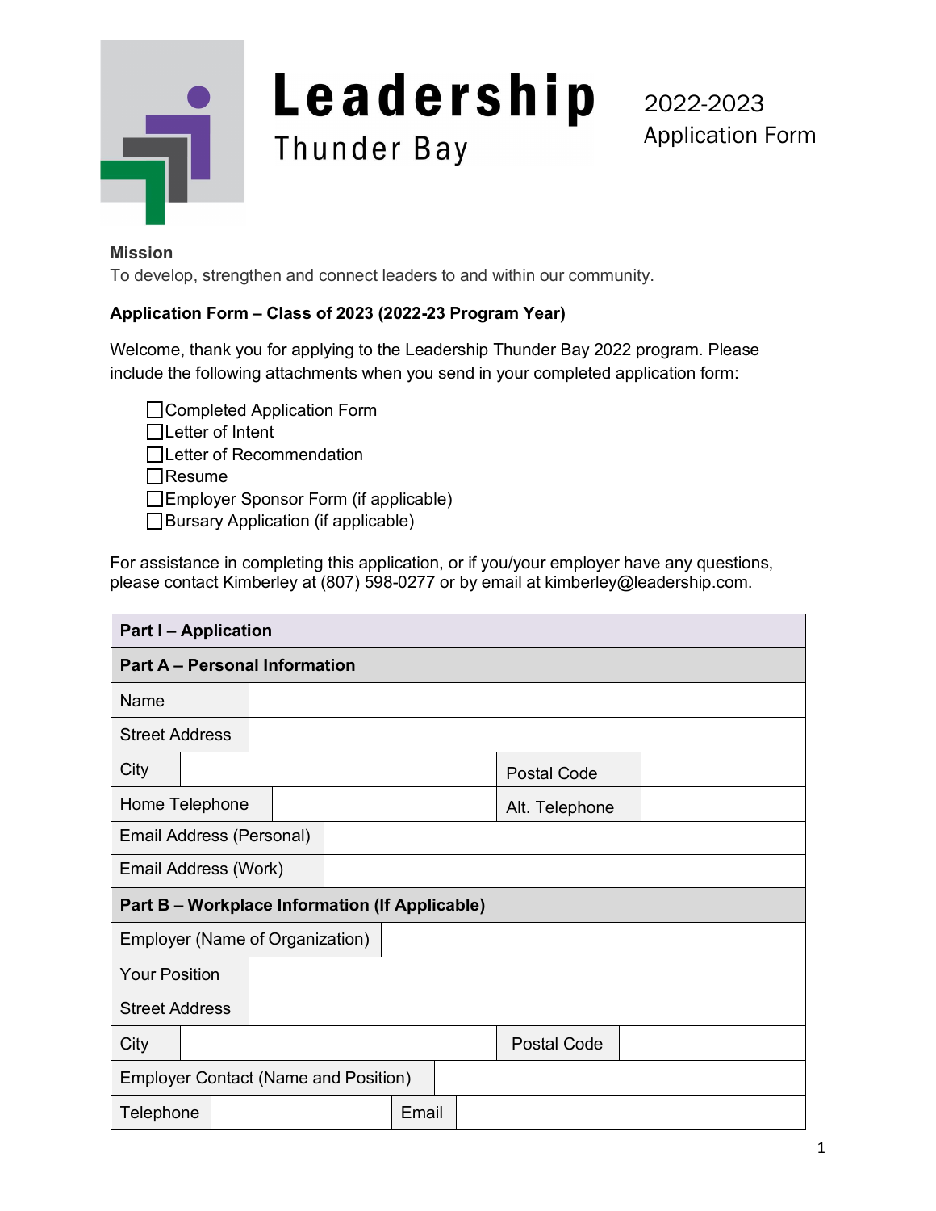# Leadership Thunder Bay

2022-2023
Application Form

**Mission**
To develop, strengthen and connect leaders to and within our community.

**Application Form – Class of 2023 (2022-23 Program Year)**

Welcome, thank you for applying to the Leadership Thunder Bay 2022 program. Please include the following attachments when you send in your completed application form:

- ☐ Completed Application Form
- ☐ Letter of Intent
- ☐ Letter of Recommendation
- ☐ Resume
- ☐ Employer Sponsor Form (if applicable)
- ☐ Bursary Application (if applicable)

For assistance in completing this application, or if you/your employer have any questions, please contact Kimberley at (807) 598-0277 or by email at kimberley@leadership.com.

| **Part I – Application** | | | |
|---|---|---|---|
| **Part A – Personal Information** | | | |
| Name | | | |
| Street Address | | | |
| City | | Postal Code | |
| Home Telephone | | Alt. Telephone | |
| Email Address (Personal) | | | |
| Email Address (Work) | | | |
| **Part B – Workplace Information (If Applicable)** | | | |
| Employer (Name of Organization) | | | |
| Your Position | | | |
| Street Address | | | |
| City | | Postal Code | |
| Employer Contact (Name and Position) | | | |
| Telephone | | Email | |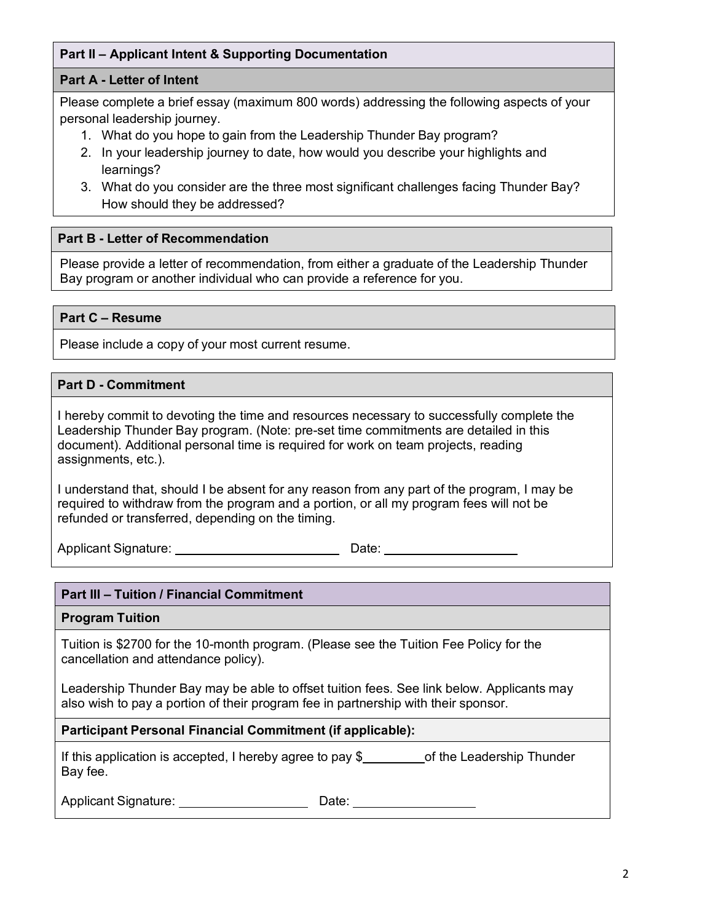## Part II – Applicant Intent & Supporting Documentation

### Part A - Letter of Intent

Please complete a brief essay (maximum 800 words) addressing the following aspects of your personal leadership journey.

1. What do you hope to gain from the Leadership Thunder Bay program?
2. In your leadership journey to date, how would you describe your highlights and learnings?
3. What do you consider are the three most significant challenges facing Thunder Bay? How should they be addressed?

### Part B - Letter of Recommendation

Please provide a letter of recommendation, from either a graduate of the Leadership Thunder Bay program or another individual who can provide a reference for you.

### Part C – Resume

Please include a copy of your most current resume.

### Part D - Commitment

I hereby commit to devoting the time and resources necessary to successfully complete the Leadership Thunder Bay program. (Note: pre-set time commitments are detailed in this document). Additional personal time is required for work on team projects, reading assignments, etc.).

I understand that, should I be absent for any reason from any part of the program, I may be required to withdraw from the program and a portion, or all my program fees will not be refunded or transferred, depending on the timing.

Applicant Signature: ________________________ Date: ___________________

## Part III – Tuition / Financial Commitment

### Program Tuition

Tuition is $2700 for the 10-month program. (Please see the Tuition Fee Policy for the cancellation and attendance policy).

Leadership Thunder Bay may be able to offset tuition fees. See link below. Applicants may also wish to pay a portion of their program fee in partnership with their sponsor.

### Participant Personal Financial Commitment (if applicable):

If this application is accepted, I hereby agree to pay $_________ of the Leadership Thunder Bay fee.

Applicant Signature: __________________ Date: _________________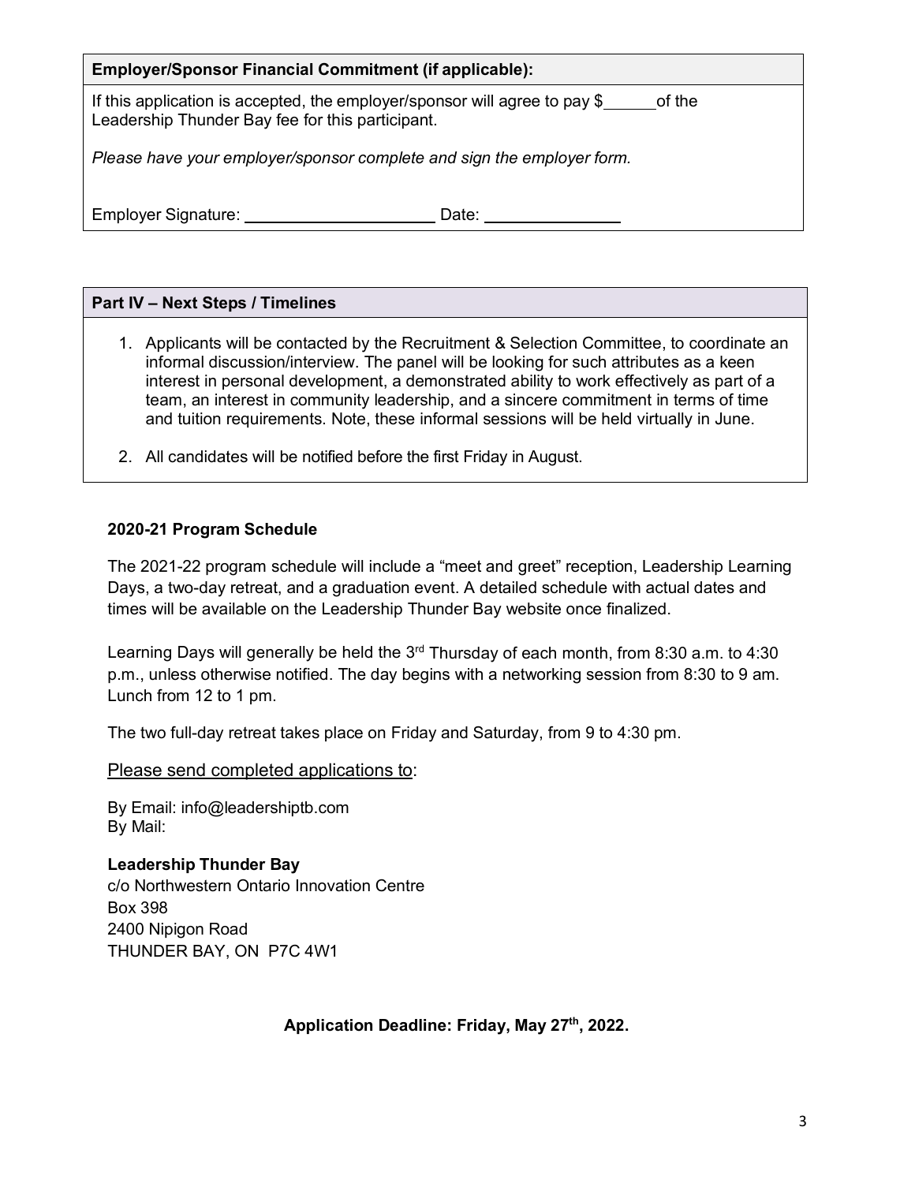**Employer/Sponsor Financial Commitment (if applicable):**

If this application is accepted, the employer/sponsor will agree to pay $______of the Leadership Thunder Bay fee for this participant.

*Please have your employer/sponsor complete and sign the employer form.*

Employer Signature: ______________________ Date: ________________

**Part IV – Next Steps / Timelines**

1. Applicants will be contacted by the Recruitment & Selection Committee, to coordinate an informal discussion/interview. The panel will be looking for such attributes as a keen interest in personal development, a demonstrated ability to work effectively as part of a team, an interest in community leadership, and a sincere commitment in terms of time and tuition requirements. Note, these informal sessions will be held virtually in June.
2. All candidates will be notified before the first Friday in August.

**2020-21 Program Schedule**

The 2021-22 program schedule will include a "meet and greet" reception, Leadership Learning Days, a two-day retreat, and a graduation event. A detailed schedule with actual dates and times will be available on the Leadership Thunder Bay website once finalized.

Learning Days will generally be held the 3rd Thursday of each month, from 8:30 a.m. to 4:30 p.m., unless otherwise notified. The day begins with a networking session from 8:30 to 9 am. Lunch from 12 to 1 pm.

The two full-day retreat takes place on Friday and Saturday, from 9 to 4:30 pm.

Please send completed applications to:

By Email: info@leadershiptb.com
By Mail:

**Leadership Thunder Bay**
c/o Northwestern Ontario Innovation Centre
Box 398
2400 Nipigon Road
THUNDER BAY, ON P7C 4W1

**Application Deadline: Friday, May 27th, 2022.**